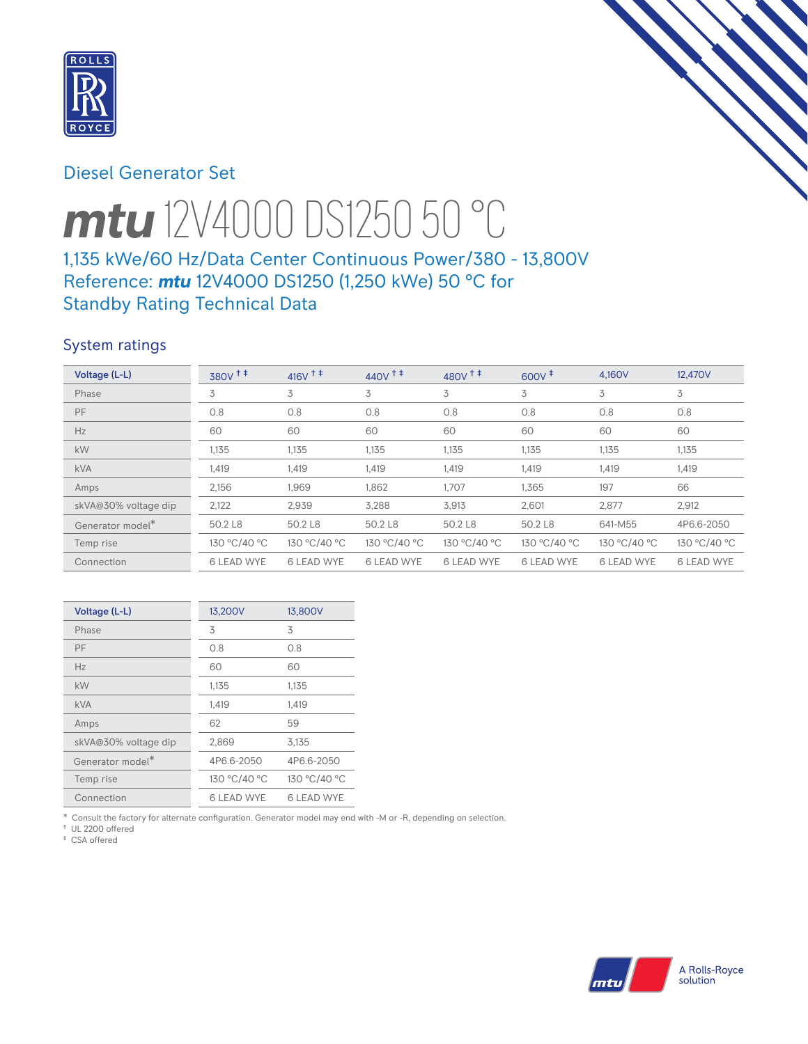Diesel Generator Set

# *mtu* 12V4000 DS1250 50 °C

## 1,135 kWe/60 Hz/Data Center Continuous Power/380 - 13,800V
## Reference: *mtu* 12V4000 DS1250 (1,250 kWe) 50 °C for Standby Rating Technical Data

### System ratings

| Voltage (L-L) | 380V †‡ | 416V †‡ | 440V †‡ | 480V †‡ | 600V ‡ | 4,160V | 12,470V |
|---|---|---|---|---|---|---|---|
| Phase | 3 | 3 | 3 | 3 | 3 | 3 | 3 |
| PF | 0.8 | 0.8 | 0.8 | 0.8 | 0.8 | 0.8 | 0.8 |
| Hz | 60 | 60 | 60 | 60 | 60 | 60 | 60 |
| kW | 1,135 | 1,135 | 1,135 | 1,135 | 1,135 | 1,135 | 1,135 |
| kVA | 1,419 | 1,419 | 1,419 | 1,419 | 1,419 | 1,419 | 1,419 |
| Amps | 2,156 | 1,969 | 1,862 | 1,707 | 1,365 | 197 | 66 |
| skVA@30% voltage dip | 2,122 | 2,939 | 3,288 | 3,913 | 2,601 | 2,877 | 2,912 |
| Generator model* | 50.2 L8 | 50.2 L8 | 50.2 L8 | 50.2 L8 | 50.2 L8 | 641-M55 | 4P6.6-2050 |
| Temp rise | 130 °C/40 °C | 130 °C/40 °C | 130 °C/40 °C | 130 °C/40 °C | 130 °C/40 °C | 130 °C/40 °C | 130 °C/40 °C |
| Connection | 6 LEAD WYE | 6 LEAD WYE | 6 LEAD WYE | 6 LEAD WYE | 6 LEAD WYE | 6 LEAD WYE | 6 LEAD WYE |

| Voltage (L-L) | 13,200V | 13,800V |
|---|---|---|
| Phase | 3 | 3 |
| PF | 0.8 | 0.8 |
| Hz | 60 | 60 |
| kW | 1,135 | 1,135 |
| kVA | 1,419 | 1,419 |
| Amps | 62 | 59 |
| skVA@30% voltage dip | 2,869 | 3,135 |
| Generator model* | 4P6.6-2050 | 4P6.6-2050 |
| Temp rise | 130 °C/40 °C | 130 °C/40 °C |
| Connection | 6 LEAD WYE | 6 LEAD WYE |

\* Consult the factory for alternate configuration. Generator model may end with -M or -R, depending on selection.
† UL 2200 offered
‡ CSA offered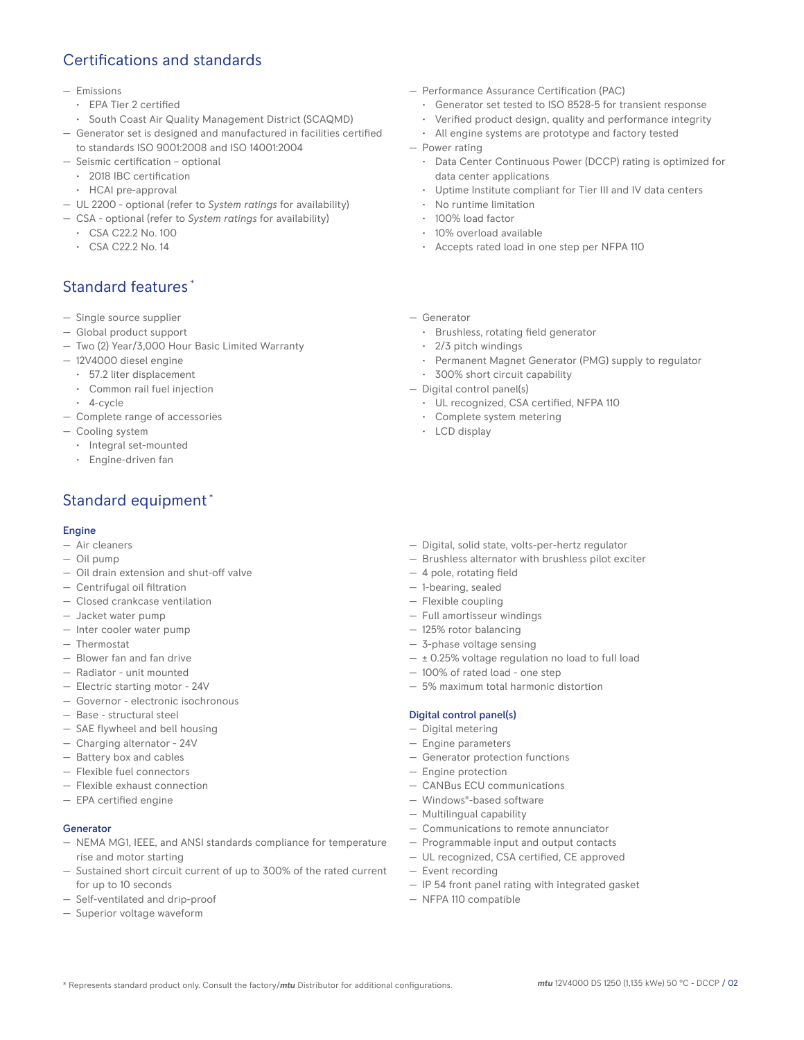## Certifications and standards

- Emissions
  - EPA Tier 2 certified
  - South Coast Air Quality Management District (SCAQMD)
- Generator set is designed and manufactured in facilities certified to standards ISO 9001:2008 and ISO 14001:2004
- Seismic certification – optional
  - 2018 IBC certification
  - HCAI pre-approval
- UL 2200 - optional (refer to *System ratings* for availability)
- CSA - optional (refer to *System ratings* for availability)
  - CSA C22.2 No. 100
  - CSA C22.2 No. 14
- Performance Assurance Certification (PAC)
  - Generator set tested to ISO 8528-5 for transient response
  - Verified product design, quality and performance integrity
  - All engine systems are prototype and factory tested
- Power rating
  - Data Center Continuous Power (DCCP) rating is optimized for data center applications
  - Uptime Institute compliant for Tier III and IV data centers
  - No runtime limitation
  - 100% load factor
  - 10% overload available
  - Accepts rated load in one step per NFPA 110

## Standard features*

- Single source supplier
- Global product support
- Two (2) Year/3,000 Hour Basic Limited Warranty
- 12V4000 diesel engine
  - 57.2 liter displacement
  - Common rail fuel injection
  - 4-cycle
- Complete range of accessories
- Cooling system
  - Integral set-mounted
  - Engine-driven fan
- Generator
  - Brushless, rotating field generator
  - 2/3 pitch windings
  - Permanent Magnet Generator (PMG) supply to regulator
  - 300% short circuit capability
- Digital control panel(s)
  - UL recognized, CSA certified, NFPA 110
  - Complete system metering
  - LCD display

## Standard equipment*

### Engine

- Air cleaners
- Oil pump
- Oil drain extension and shut-off valve
- Centrifugal oil filtration
- Closed crankcase ventilation
- Jacket water pump
- Inter cooler water pump
- Thermostat
- Blower fan and fan drive
- Radiator - unit mounted
- Electric starting motor - 24V
- Governor - electronic isochronous
- Base - structural steel
- SAE flywheel and bell housing
- Charging alternator - 24V
- Battery box and cables
- Flexible fuel connectors
- Flexible exhaust connection
- EPA certified engine

### Generator

- NEMA MG1, IEEE, and ANSI standards compliance for temperature rise and motor starting
- Sustained short circuit current of up to 300% of the rated current for up to 10 seconds
- Self-ventilated and drip-proof
- Superior voltage waveform
- Digital, solid state, volts-per-hertz regulator
- Brushless alternator with brushless pilot exciter
- 4 pole, rotating field
- 1-bearing, sealed
- Flexible coupling
- Full amortisseur windings
- 125% rotor balancing
- 3-phase voltage sensing
- ± 0.25% voltage regulation no load to full load
- 100% of rated load - one step
- 5% maximum total harmonic distortion

### Digital control panel(s)

- Digital metering
- Engine parameters
- Generator protection functions
- Engine protection
- CANBus ECU communications
- Windows®-based software
- Multilingual capability
- Communications to remote annunciator
- Programmable input and output contacts
- UL recognized, CSA certified, CE approved
- Event recording
- IP 54 front panel rating with integrated gasket
- NFPA 110 compatible

\* Represents standard product only. Consult the factory/***mtu*** Distributor for additional configurations.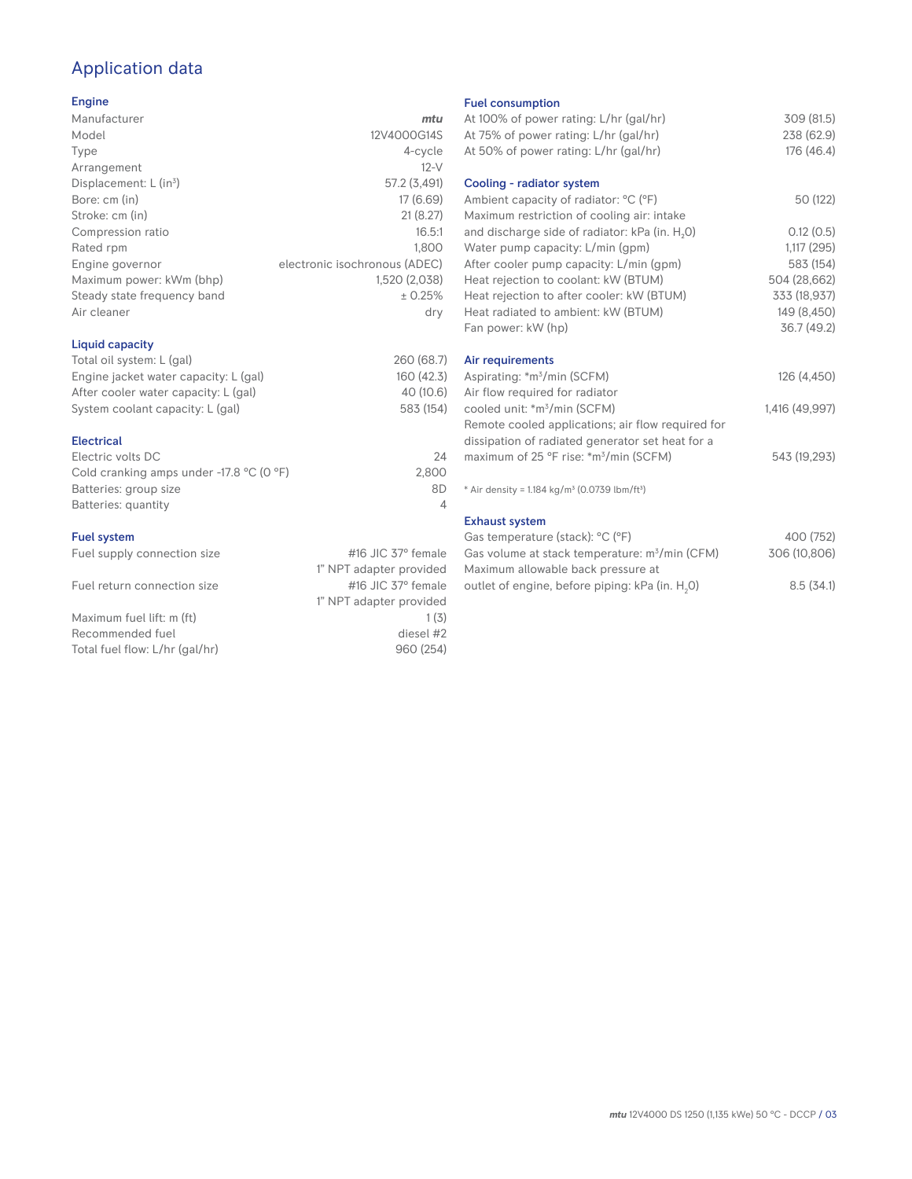# Application data

## Engine

| | |
|---|---|
| Manufacturer | *mtu* |
| Model | 12V4000G14S |
| Type | 4-cycle |
| Arrangement | 12-V |
| Displacement: L ($in^3$) | 57.2 (3,491) |
| Bore: cm (in) | 17 (6.69) |
| Stroke: cm (in) | 21 (8.27) |
| Compression ratio | 16.5:1 |
| Rated rpm | 1,800 |
| Engine governor | electronic isochronous (ADEC) |
| Maximum power: kWm (bhp) | 1,520 (2,038) |
| Steady state frequency band | ± 0.25% |
| Air cleaner | dry |

## Liquid capacity

| | |
|---|---|
| Total oil system: L (gal) | 260 (68.7) |
| Engine jacket water capacity: L (gal) | 160 (42.3) |
| After cooler water capacity: L (gal) | 40 (10.6) |
| System coolant capacity: L (gal) | 583 (154) |

## Electrical

| | |
|---|---|
| Electric volts DC | 24 |
| Cold cranking amps under -17.8 °C (0 °F) | 2,800 |
| Batteries: group size | 8D |
| Batteries: quantity | 4 |

## Fuel system

| | |
|---|---|
| Fuel supply connection size | #16 JIC 37° female<br>1" NPT adapter provided |
| Fuel return connection size | #16 JIC 37° female<br>1" NPT adapter provided |
| Maximum fuel lift: m (ft) | 1 (3) |
| Recommended fuel | diesel #2 |
| Total fuel flow: L/hr (gal/hr) | 960 (254) |

## Fuel consumption

| | |
|---|---|
| At 100% of power rating: L/hr (gal/hr) | 309 (81.5) |
| At 75% of power rating: L/hr (gal/hr) | 238 (62.9) |
| At 50% of power rating: L/hr (gal/hr) | 176 (46.4) |

## Cooling - radiator system

| | |
|---|---|
| Ambient capacity of radiator: °C (°F) | 50 (122) |
| Maximum restriction of cooling air: intake and discharge side of radiator: kPa (in. $H_2O$) | 0.12 (0.5) |
| Water pump capacity: L/min (gpm) | 1,117 (295) |
| After cooler pump capacity: L/min (gpm) | 583 (154) |
| Heat rejection to coolant: kW (BTUM) | 504 (28,662) |
| Heat rejection to after cooler: kW (BTUM) | 333 (18,937) |
| Heat radiated to ambient: kW (BTUM) | 149 (8,450) |
| Fan power: kW (hp) | 36.7 (49.2) |

## Air requirements

| | |
|---|---|
| Aspirating: *$m^3$/min (SCFM) | 126 (4,450) |
| Air flow required for radiator cooled unit: *$m^3$/min (SCFM) | 1,416 (49,997) |
| Remote cooled applications; air flow required for dissipation of radiated generator set heat for a maximum of 25 °F rise: *$m^3$/min (SCFM) | 543 (19,293) |

\* Air density = 1.184 kg/$m^3$ (0.0739 lbm/$ft^3$)

## Exhaust system

| | |
|---|---|
| Gas temperature (stack): °C (°F) | 400 (752) |
| Gas volume at stack temperature: $m^3$/min (CFM) | 306 (10,806) |
| Maximum allowable back pressure at outlet of engine, before piping: kPa (in. $H_2O$) | 8.5 (34.1) |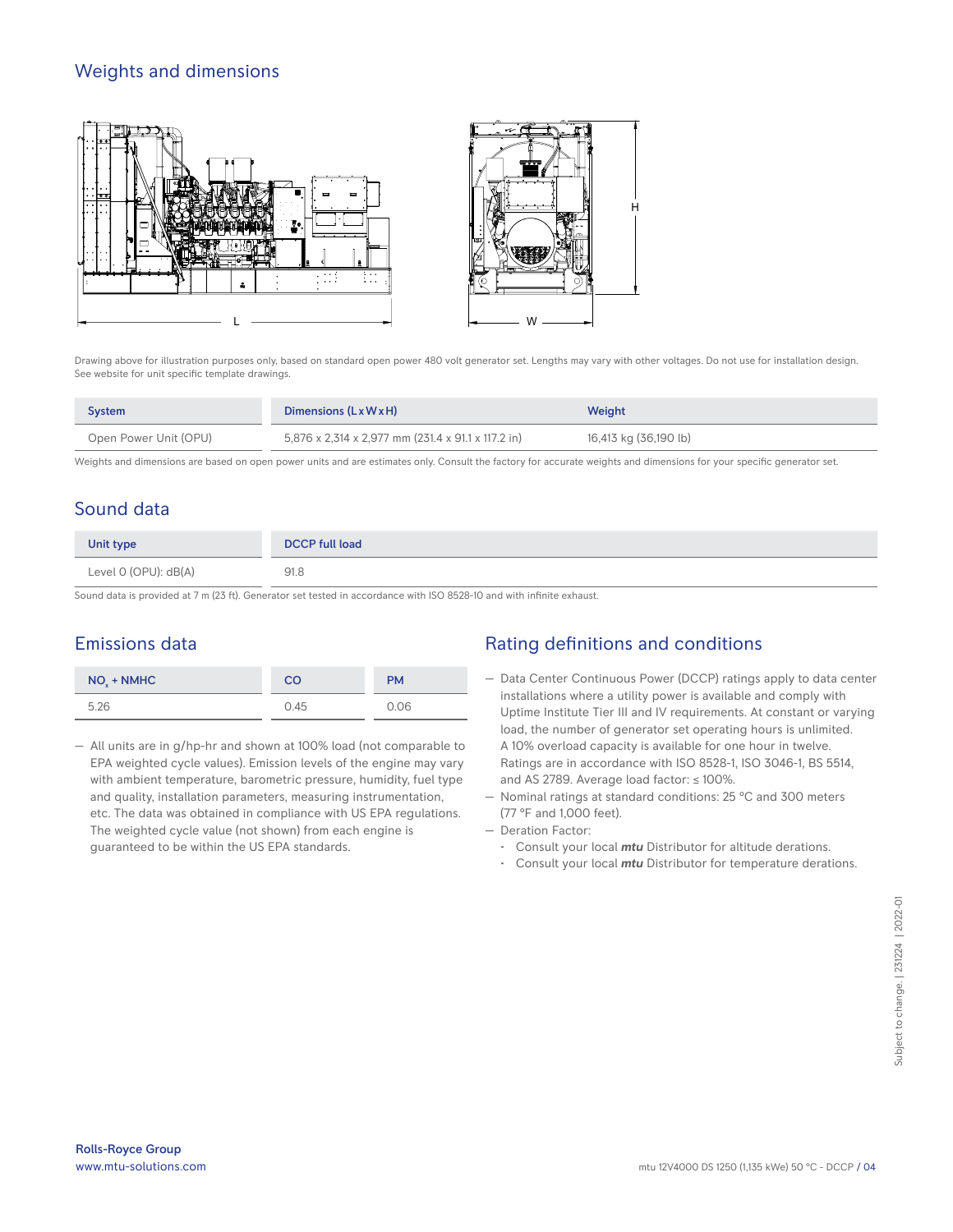## Weights and dimensions

L

W

H

Drawing above for illustration purposes only, based on standard open power 480 volt generator set. Lengths may vary with other voltages. Do not use for installation design. See website for unit specific template drawings.

| System | Dimensions (L x W x H) | Weight |
|---|---|---|
| Open Power Unit (OPU) | 5,876 x 2,314 x 2,977 mm (231.4 x 91.1 x 117.2 in) | 16,413 kg (36,190 lb) |

Weights and dimensions are based on open power units and are estimates only. Consult the factory for accurate weights and dimensions for your specific generator set.

## Sound data

| Unit type | DCCP full load |
|---|---|
| Level 0 (OPU): dB(A) | 91.8 |

Sound data is provided at 7 m (23 ft). Generator set tested in accordance with ISO 8528-10 and with infinite exhaust.

## Emissions data

| $NO_x$ + NMHC | CO | PM |
|---|---|---|
| 5.26 | 0.45 | 0.06 |

— All units are in g/hp-hr and shown at 100% load (not comparable to EPA weighted cycle values). Emission levels of the engine may vary with ambient temperature, barometric pressure, humidity, fuel type and quality, installation parameters, measuring instrumentation, etc. The data was obtained in compliance with US EPA regulations. The weighted cycle value (not shown) from each engine is guaranteed to be within the US EPA standards.

## Rating definitions and conditions

— Data Center Continuous Power (DCCP) ratings apply to data center installations where a utility power is available and comply with Uptime Institute Tier III and IV requirements. At constant or varying load, the number of generator set operating hours is unlimited. A 10% overload capacity is available for one hour in twelve. Ratings are in accordance with ISO 8528-1, ISO 3046-1, BS 5514, and AS 2789. Average load factor: ≤ 100%.

— Nominal ratings at standard conditions: 25 °C and 300 meters (77 °F and 1,000 feet).

— Deration Factor:
  - Consult your local ***mtu*** Distributor for altitude derations.
  - Consult your local ***mtu*** Distributor for temperature derations.

Subject to change. | 231224 | 2022-01

Rolls-Royce Group
www.mtu-solutions.com

mtu 12V4000 DS 1250 (1,135 kWe) 50 °C - DCCP